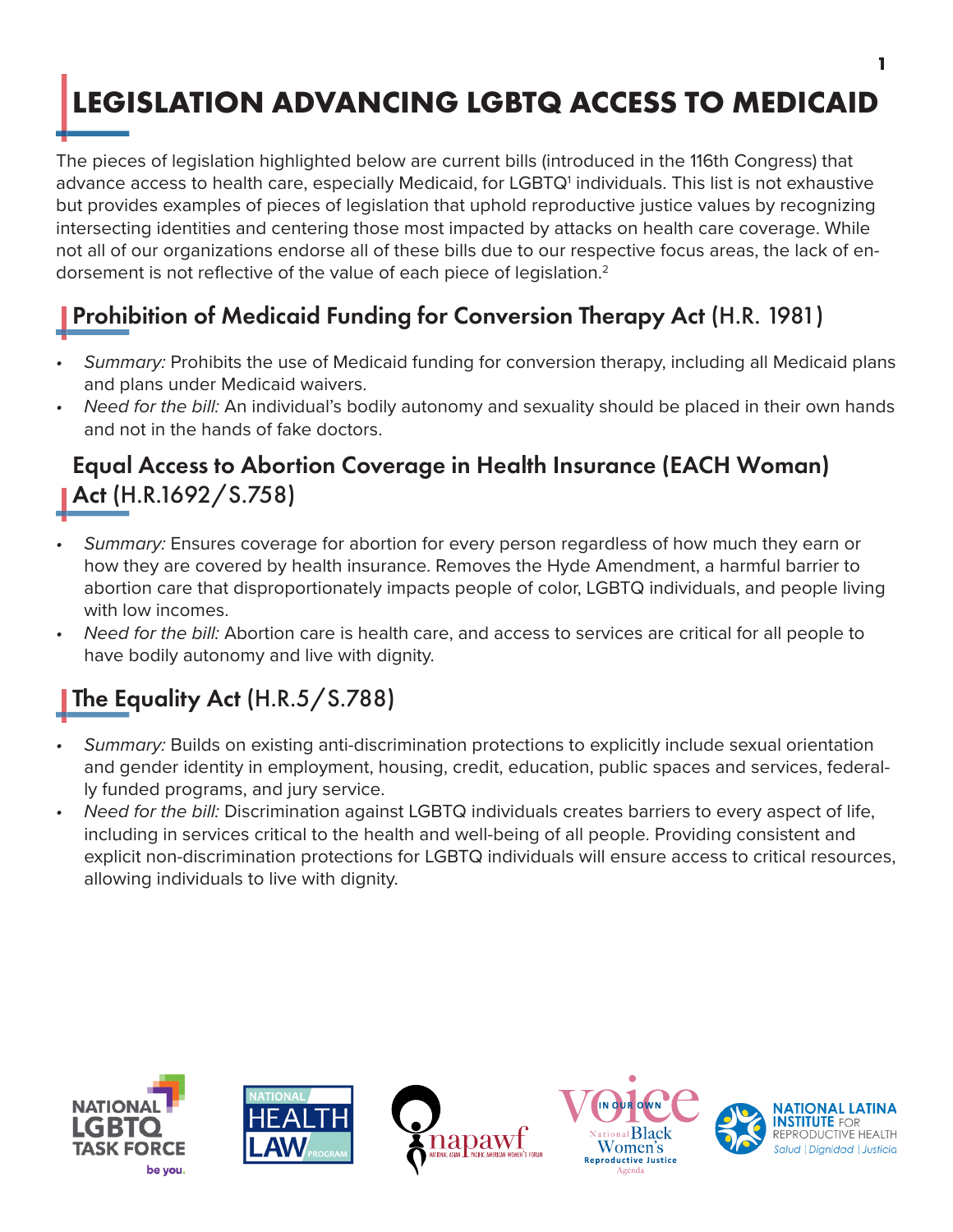# LEGISLATION ADVANCING LGBTQ ACCESS TO MEDICAID

The pieces of legislation highlighted below are current bills (introduced in the 116th Congress) that advance access to health care, especially Medicaid, for LGBTQ[1] individuals. This list is not exhaustive but provides examples of pieces of legislation that uphold reproductive justice values by recognizing intersecting identities and centering those most impacted by attacks on health care coverage. While not all of our organizations endorse all of these bills due to our respective focus areas, the lack of endorsement is not reflective of the value of each piece of legislation.[2]

## **Prohibition of Medicaid Funding for Conversion Therapy Act** (H.R. 1981)

- *Summary:* Prohibits the use of Medicaid funding for conversion therapy, including all Medicaid plans and plans under Medicaid waivers.
- *Need for the bill:* An individual's bodily autonomy and sexuality should be placed in their own hands and not in the hands of fake doctors.

## **Equal Access to Abortion Coverage in Health Insurance (EACH Woman) Act** (H.R.1692/S.758)

- *Summary:* Ensures coverage for abortion for every person regardless of how much they earn or how they are covered by health insurance. Removes the Hyde Amendment, a harmful barrier to abortion care that disproportionately impacts people of color, LGBTQ individuals, and people living with low incomes.
- *Need for the bill:* Abortion care is health care, and access to services are critical for all people to have bodily autonomy and live with dignity.

## **The Equality Act** (H.R.5/S.788)

- *Summary:* Builds on existing anti-discrimination protections to explicitly include sexual orientation and gender identity in employment, housing, credit, education, public spaces and services, federally funded programs, and jury service.
- *Need for the bill:* Discrimination against LGBTQ individuals creates barriers to every aspect of life, including in services critical to the health and well-being of all people. Providing consistent and explicit non-discrimination protections for LGBTQ individuals will ensure access to critical resources, allowing individuals to live with dignity.

National LGBTQ Task Force — be you. | National Health Law Program | napawf National Asian Pacific American Women's Forum | In Our Own Voice: National Black Women's Reproductive Justice Agenda | National Latina Institute for Reproductive Health — Salud | Dignidad | Justicia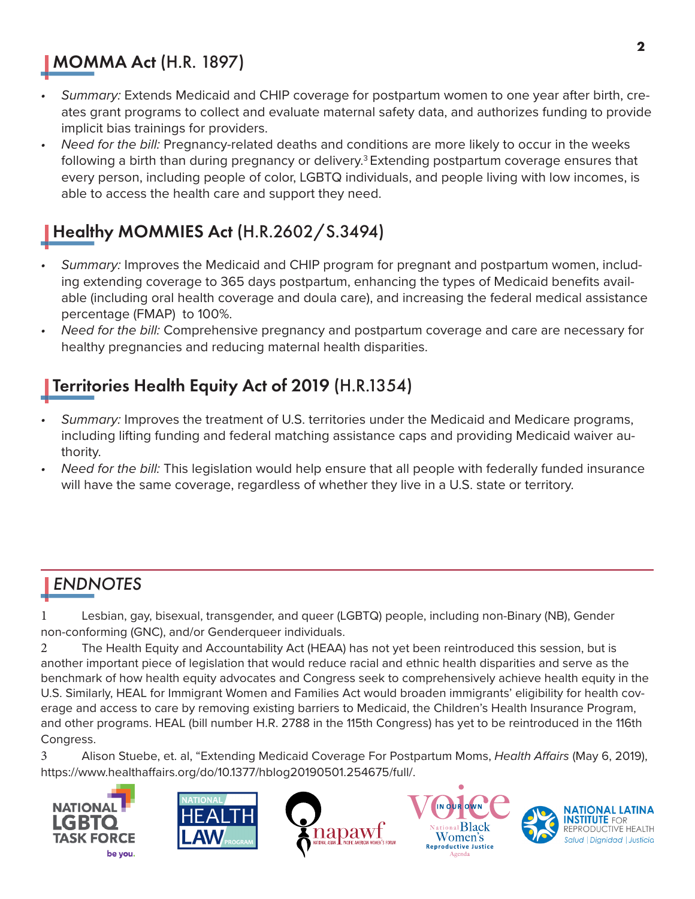## MOMMA Act (H.R. 1897)

- *Summary:* Extends Medicaid and CHIP coverage for postpartum women to one year after birth, creates grant programs to collect and evaluate maternal safety data, and authorizes funding to provide implicit bias trainings for providers.
- *Need for the bill:* Pregnancy-related deaths and conditions are more likely to occur in the weeks following a birth than during pregnancy or delivery.[3] Extending postpartum coverage ensures that every person, including people of color, LGBTQ individuals, and people living with low incomes, is able to access the health care and support they need.

## Healthy MOMMIES Act (H.R.2602/S.3494)

- *Summary:* Improves the Medicaid and CHIP program for pregnant and postpartum women, including extending coverage to 365 days postpartum, enhancing the types of Medicaid benefits available (including oral health coverage and doula care), and increasing the federal medical assistance percentage (FMAP) to 100%.
- *Need for the bill:* Comprehensive pregnancy and postpartum coverage and care are necessary for healthy pregnancies and reducing maternal health disparities.

## Territories Health Equity Act of 2019 (H.R.1354)

- *Summary:* Improves the treatment of U.S. territories under the Medicaid and Medicare programs, including lifting funding and federal matching assistance caps and providing Medicaid waiver authority.
- *Need for the bill:* This legislation would help ensure that all people with federally funded insurance will have the same coverage, regardless of whether they live in a U.S. state or territory.

## *ENDNOTES*

1 Lesbian, gay, bisexual, transgender, and queer (LGBTQ) people, including non-Binary (NB), Gender non-conforming (GNC), and/or Genderqueer individuals.

2 The Health Equity and Accountability Act (HEAA) has not yet been reintroduced this session, but is another important piece of legislation that would reduce racial and ethnic health disparities and serve as the benchmark of how health equity advocates and Congress seek to comprehensively achieve health equity in the U.S. Similarly, HEAL for Immigrant Women and Families Act would broaden immigrants' eligibility for health coverage and access to care by removing existing barriers to Medicaid, the Children's Health Insurance Program, and other programs. HEAL (bill number H.R. 2788 in the 115th Congress) has yet to be reintroduced in the 116th Congress.

3 Alison Stuebe, et. al, "Extending Medicaid Coverage For Postpartum Moms, *Health Affairs* (May 6, 2019), https://www.healthaffairs.org/do/10.1377/hblog20190501.254675/full/.

NATIONAL LGBTQ TASK FORCE be you.

NATIONAL HEALTH LAW PROGRAM

napawf NATIONAL ASIAN PACIFIC AMERICAN WOMEN'S FORUM

In Our Own Voice National Black Women's Reproductive Justice Agenda

NATIONAL LATINA INSTITUTE FOR REPRODUCTIVE HEALTH Salud | Dignidad | Justicia